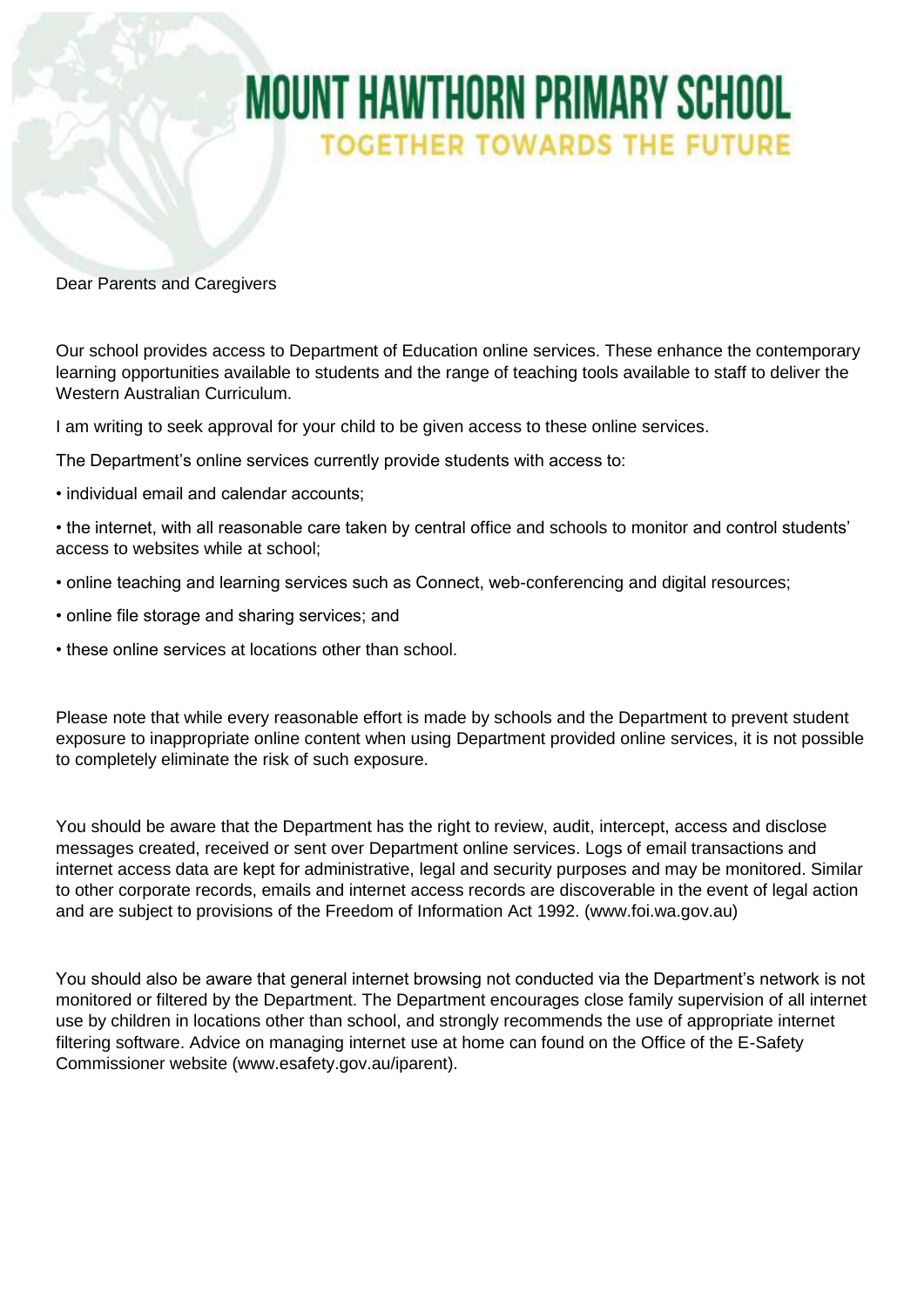# MOUNT HAWTHORN PRIMARY SCHOOL

## TOGETHER TOWARDS THE FUTURE

Dear Parents and Caregivers

Our school provides access to Department of Education online services. These enhance the contemporary learning opportunities available to students and the range of teaching tools available to staff to deliver the Western Australian Curriculum.

I am writing to seek approval for your child to be given access to these online services.

The Department's online services currently provide students with access to:

- individual email and calendar accounts;
- the internet, with all reasonable care taken by central office and schools to monitor and control students' access to websites while at school;
- online teaching and learning services such as Connect, web-conferencing and digital resources;
- online file storage and sharing services; and
- these online services at locations other than school.

Please note that while every reasonable effort is made by schools and the Department to prevent student exposure to inappropriate online content when using Department provided online services, it is not possible to completely eliminate the risk of such exposure.

You should be aware that the Department has the right to review, audit, intercept, access and disclose messages created, received or sent over Department online services. Logs of email transactions and internet access data are kept for administrative, legal and security purposes and may be monitored. Similar to other corporate records, emails and internet access records are discoverable in the event of legal action and are subject to provisions of the Freedom of Information Act 1992. (www.foi.wa.gov.au)

You should also be aware that general internet browsing not conducted via the Department's network is not monitored or filtered by the Department. The Department encourages close family supervision of all internet use by children in locations other than school, and strongly recommends the use of appropriate internet filtering software. Advice on managing internet use at home can found on the Office of the E-Safety Commissioner website (www.esafety.gov.au/iparent).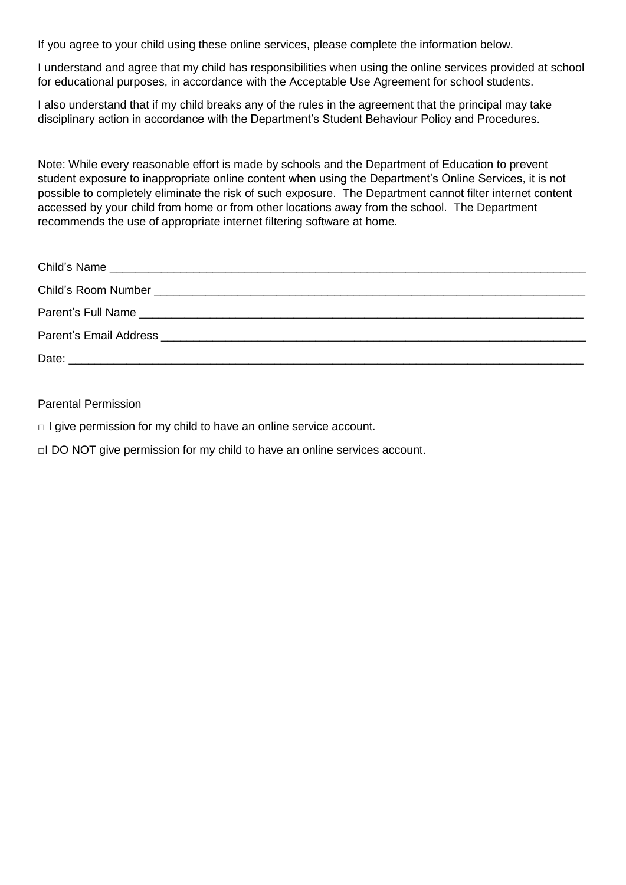If you agree to your child using these online services, please complete the information below.

I understand and agree that my child has responsibilities when using the online services provided at school for educational purposes, in accordance with the Acceptable Use Agreement for school students.

I also understand that if my child breaks any of the rules in the agreement that the principal may take disciplinary action in accordance with the Department's Student Behaviour Policy and Procedures.

Note: While every reasonable effort is made by schools and the Department of Education to prevent student exposure to inappropriate online content when using the Department's Online Services, it is not possible to completely eliminate the risk of such exposure. The Department cannot filter internet content accessed by your child from home or from other locations away from the school. The Department recommends the use of appropriate internet filtering software at home.

Child's Name ___________________________________________________________________________

Child's Room Number ____________________________________________________________________

Parent's Full Name ______________________________________________________________________

Parent's Email Address ___________________________________________________________________

Date: _________________________________________________________________________________

Parental Permission

□ I give permission for my child to have an online service account.

□I DO NOT give permission for my child to have an online services account.